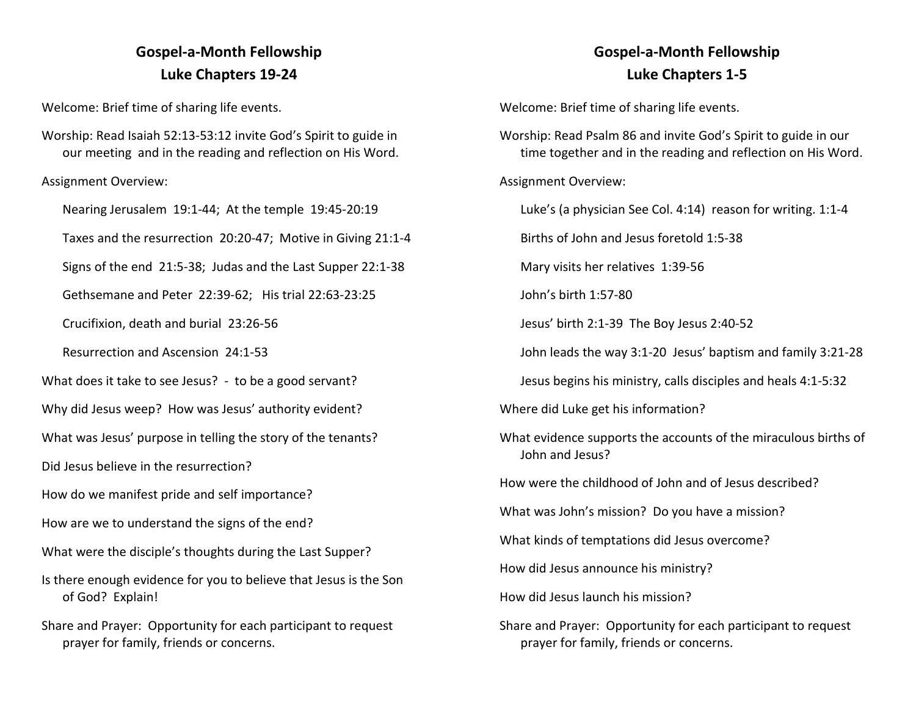# Gospel-a-Month Fellowship
## Luke Chapters 19-24

Welcome: Brief time of sharing life events.

Worship: Read Isaiah 52:13-53:12 invite God's Spirit to guide in our meeting and in the reading and reflection on His Word.

Assignment Overview:

Nearing Jerusalem 19:1-44; At the temple 19:45-20:19

Taxes and the resurrection 20:20-47; Motive in Giving 21:1-4

Signs of the end 21:5-38; Judas and the Last Supper 22:1-38

Gethsemane and Peter 22:39-62; His trial 22:63-23:25

Crucifixion, death and burial 23:26-56

Resurrection and Ascension 24:1-53

What does it take to see Jesus? - to be a good servant?

Why did Jesus weep? How was Jesus' authority evident?

What was Jesus' purpose in telling the story of the tenants?

Did Jesus believe in the resurrection?

How do we manifest pride and self importance?

How are we to understand the signs of the end?

What were the disciple's thoughts during the Last Supper?

Is there enough evidence for you to believe that Jesus is the Son of God? Explain!

Share and Prayer: Opportunity for each participant to request prayer for family, friends or concerns.

# Gospel-a-Month Fellowship
## Luke Chapters 1-5

Welcome: Brief time of sharing life events.

Worship: Read Psalm 86 and invite God's Spirit to guide in our time together and in the reading and reflection on His Word.

Assignment Overview:

Luke's (a physician See Col. 4:14) reason for writing. 1:1-4

Births of John and Jesus foretold 1:5-38

Mary visits her relatives 1:39-56

John's birth 1:57-80

Jesus' birth 2:1-39 The Boy Jesus 2:40-52

John leads the way 3:1-20 Jesus' baptism and family 3:21-28

Jesus begins his ministry, calls disciples and heals 4:1-5:32

Where did Luke get his information?

What evidence supports the accounts of the miraculous births of John and Jesus?

How were the childhood of John and of Jesus described?

What was John's mission? Do you have a mission?

What kinds of temptations did Jesus overcome?

How did Jesus announce his ministry?

How did Jesus launch his mission?

Share and Prayer: Opportunity for each participant to request prayer for family, friends or concerns.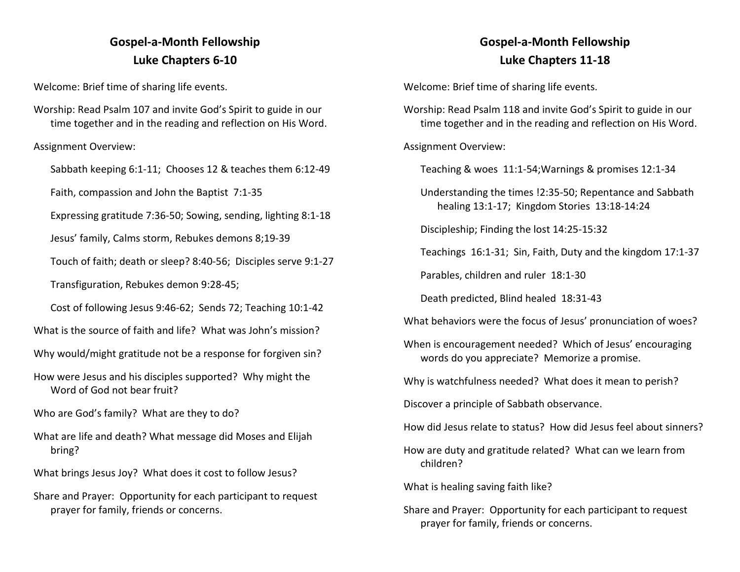## Gospel-a-Month Fellowship
## Luke Chapters 6-10

Welcome: Brief time of sharing life events.

Worship: Read Psalm 107 and invite God's Spirit to guide in our time together and in the reading and reflection on His Word.

Assignment Overview:

Sabbath keeping 6:1-11; Chooses 12 & teaches them 6:12-49

Faith, compassion and John the Baptist 7:1-35

Expressing gratitude 7:36-50; Sowing, sending, lighting 8:1-18

Jesus' family, Calms storm, Rebukes demons 8;19-39

Touch of faith; death or sleep? 8:40-56; Disciples serve 9:1-27

Transfiguration, Rebukes demon 9:28-45;

Cost of following Jesus 9:46-62; Sends 72; Teaching 10:1-42

What is the source of faith and life? What was John's mission?

Why would/might gratitude not be a response for forgiven sin?

How were Jesus and his disciples supported? Why might the Word of God not bear fruit?

Who are God's family? What are they to do?

What are life and death? What message did Moses and Elijah bring?

What brings Jesus Joy? What does it cost to follow Jesus?

Share and Prayer: Opportunity for each participant to request prayer for family, friends or concerns.

## Gospel-a-Month Fellowship
## Luke Chapters 11-18

Welcome: Brief time of sharing life events.

Worship: Read Psalm 118 and invite God's Spirit to guide in our time together and in the reading and reflection on His Word.

Assignment Overview:

Teaching & woes 11:1-54;Warnings & promises 12:1-34

Understanding the times !2:35-50; Repentance and Sabbath healing 13:1-17; Kingdom Stories 13:18-14:24

Discipleship; Finding the lost 14:25-15:32

Teachings 16:1-31; Sin, Faith, Duty and the kingdom 17:1-37

Parables, children and ruler 18:1-30

Death predicted, Blind healed 18:31-43

What behaviors were the focus of Jesus' pronunciation of woes?

When is encouragement needed? Which of Jesus' encouraging words do you appreciate? Memorize a promise.

Why is watchfulness needed? What does it mean to perish?

Discover a principle of Sabbath observance.

How did Jesus relate to status? How did Jesus feel about sinners?

How are duty and gratitude related? What can we learn from children?

What is healing saving faith like?

Share and Prayer: Opportunity for each participant to request prayer for family, friends or concerns.